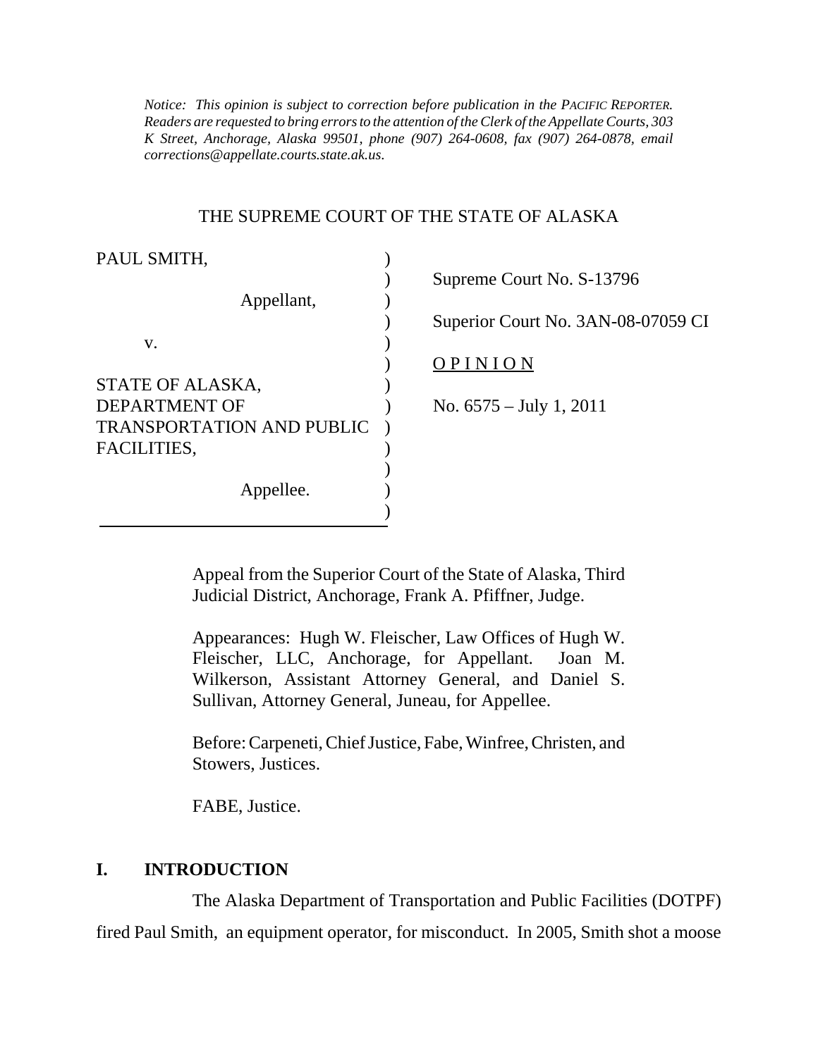*Notice: This opinion is subject to correction before publication in the PACIFIC REPORTER. Readers are requested to bring errors to the attention of the Clerk of the Appellate Courts, 303 K Street, Anchorage, Alaska 99501, phone (907) 264-0608, fax (907) 264-0878, email corrections@appellate.courts.state.ak.us.*

THE SUPREME COURT OF THE STATE OF ALASKA

| | |
|---|---|
| PAUL SMITH,<br><br>Appellant,<br><br>v.<br><br>STATE OF ALASKA, DEPARTMENT OF TRANSPORTATION AND PUBLIC FACILITIES,<br><br>Appellee. | Supreme Court No. S-13796<br><br>Superior Court No. 3AN-08-07059 CI<br><br><u>O P I N I O N</u><br><br>No. 6575 – July 1, 2011 |

Appeal from the Superior Court of the State of Alaska, Third Judicial District, Anchorage, Frank A. Pfiffner, Judge.

Appearances: Hugh W. Fleischer, Law Offices of Hugh W. Fleischer, LLC, Anchorage, for Appellant. Joan M. Wilkerson, Assistant Attorney General, and Daniel S. Sullivan, Attorney General, Juneau, for Appellee.

Before: Carpeneti, Chief Justice, Fabe, Winfree, Christen, and Stowers, Justices.

FABE, Justice.

## I. INTRODUCTION

The Alaska Department of Transportation and Public Facilities (DOTPF) fired Paul Smith, an equipment operator, for misconduct. In 2005, Smith shot a moose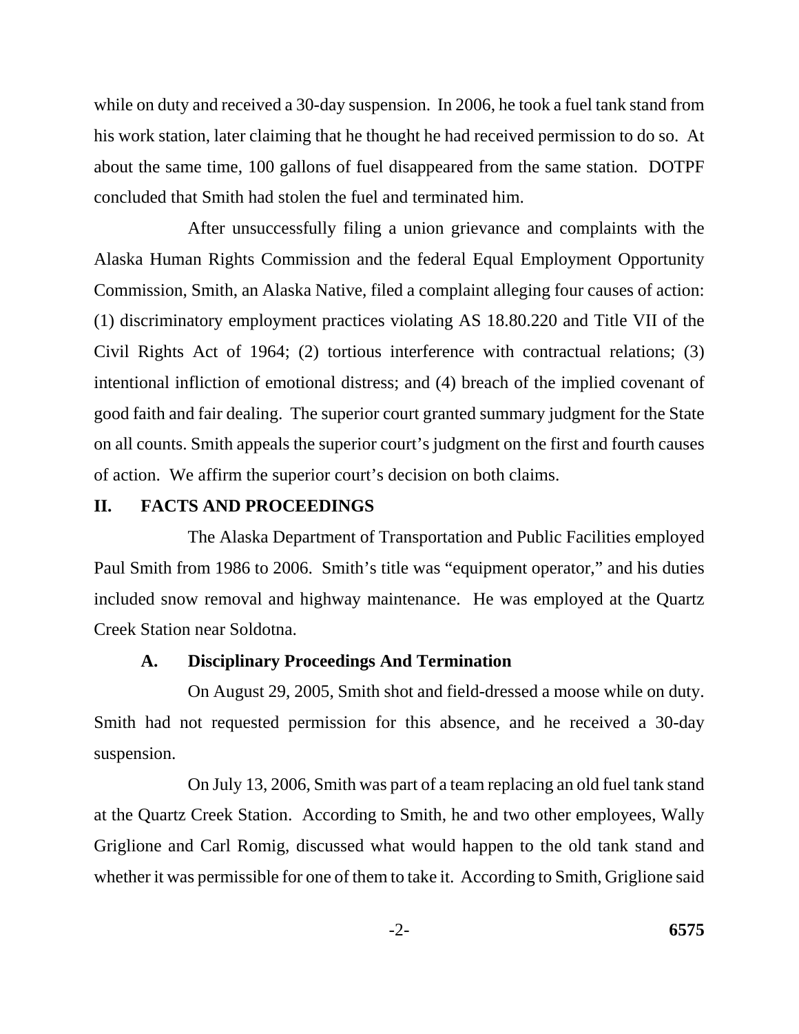while on duty and received a 30-day suspension. In 2006, he took a fuel tank stand from his work station, later claiming that he thought he had received permission to do so. At about the same time, 100 gallons of fuel disappeared from the same station. DOTPF concluded that Smith had stolen the fuel and terminated him.

After unsuccessfully filing a union grievance and complaints with the Alaska Human Rights Commission and the federal Equal Employment Opportunity Commission, Smith, an Alaska Native, filed a complaint alleging four causes of action: (1) discriminatory employment practices violating AS 18.80.220 and Title VII of the Civil Rights Act of 1964; (2) tortious interference with contractual relations; (3) intentional infliction of emotional distress; and (4) breach of the implied covenant of good faith and fair dealing. The superior court granted summary judgment for the State on all counts. Smith appeals the superior court's judgment on the first and fourth causes of action. We affirm the superior court's decision on both claims.

## II. FACTS AND PROCEEDINGS

The Alaska Department of Transportation and Public Facilities employed Paul Smith from 1986 to 2006. Smith's title was "equipment operator," and his duties included snow removal and highway maintenance. He was employed at the Quartz Creek Station near Soldotna.

### A. Disciplinary Proceedings And Termination

On August 29, 2005, Smith shot and field-dressed a moose while on duty. Smith had not requested permission for this absence, and he received a 30-day suspension.

On July 13, 2006, Smith was part of a team replacing an old fuel tank stand at the Quartz Creek Station. According to Smith, he and two other employees, Wally Griglione and Carl Romig, discussed what would happen to the old tank stand and whether it was permissible for one of them to take it. According to Smith, Griglione said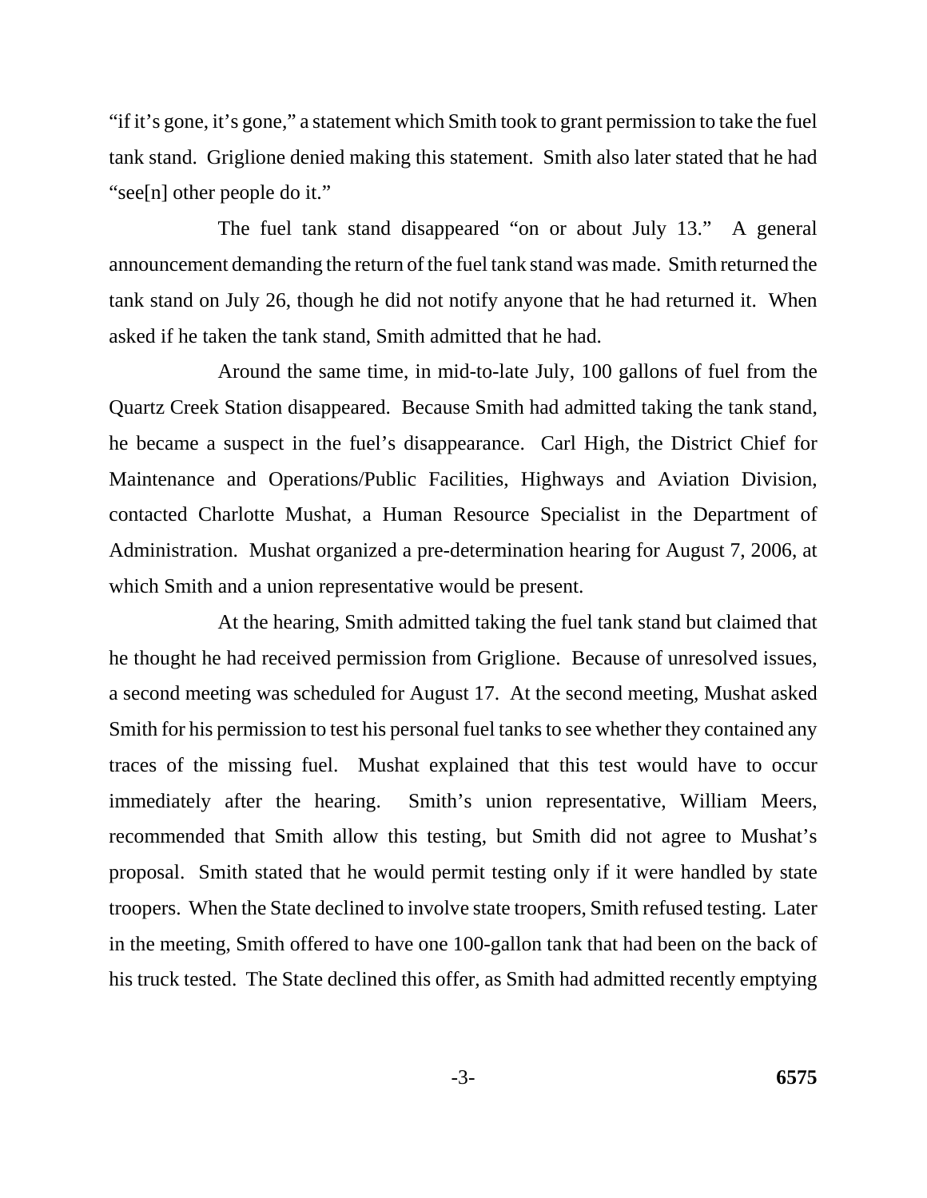"if it's gone, it's gone," a statement which Smith took to grant permission to take the fuel tank stand. Griglione denied making this statement. Smith also later stated that he had "see[n] other people do it."

The fuel tank stand disappeared "on or about July 13." A general announcement demanding the return of the fuel tank stand was made. Smith returned the tank stand on July 26, though he did not notify anyone that he had returned it. When asked if he taken the tank stand, Smith admitted that he had.

Around the same time, in mid-to-late July, 100 gallons of fuel from the Quartz Creek Station disappeared. Because Smith had admitted taking the tank stand, he became a suspect in the fuel's disappearance. Carl High, the District Chief for Maintenance and Operations/Public Facilities, Highways and Aviation Division, contacted Charlotte Mushat, a Human Resource Specialist in the Department of Administration. Mushat organized a pre-determination hearing for August 7, 2006, at which Smith and a union representative would be present.

At the hearing, Smith admitted taking the fuel tank stand but claimed that he thought he had received permission from Griglione. Because of unresolved issues, a second meeting was scheduled for August 17. At the second meeting, Mushat asked Smith for his permission to test his personal fuel tanks to see whether they contained any traces of the missing fuel. Mushat explained that this test would have to occur immediately after the hearing. Smith's union representative, William Meers, recommended that Smith allow this testing, but Smith did not agree to Mushat's proposal. Smith stated that he would permit testing only if it were handled by state troopers. When the State declined to involve state troopers, Smith refused testing. Later in the meeting, Smith offered to have one 100-gallon tank that had been on the back of his truck tested. The State declined this offer, as Smith had admitted recently emptying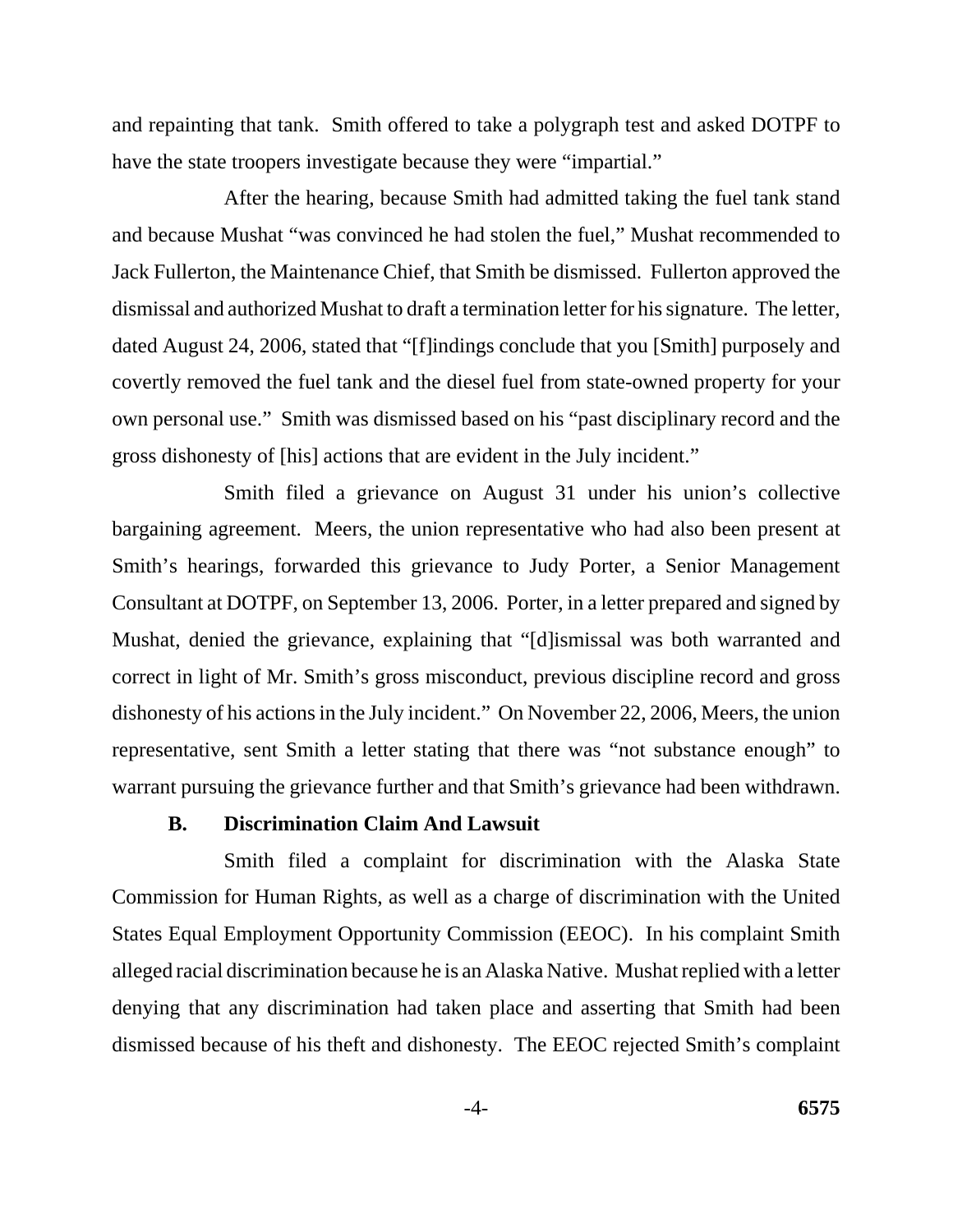and repainting that tank. Smith offered to take a polygraph test and asked DOTPF to have the state troopers investigate because they were "impartial."

After the hearing, because Smith had admitted taking the fuel tank stand and because Mushat "was convinced he had stolen the fuel," Mushat recommended to Jack Fullerton, the Maintenance Chief, that Smith be dismissed. Fullerton approved the dismissal and authorized Mushat to draft a termination letter for his signature. The letter, dated August 24, 2006, stated that "[f]indings conclude that you [Smith] purposely and covertly removed the fuel tank and the diesel fuel from state-owned property for your own personal use." Smith was dismissed based on his "past disciplinary record and the gross dishonesty of [his] actions that are evident in the July incident."

Smith filed a grievance on August 31 under his union's collective bargaining agreement. Meers, the union representative who had also been present at Smith's hearings, forwarded this grievance to Judy Porter, a Senior Management Consultant at DOTPF, on September 13, 2006. Porter, in a letter prepared and signed by Mushat, denied the grievance, explaining that "[d]ismissal was both warranted and correct in light of Mr. Smith's gross misconduct, previous discipline record and gross dishonesty of his actions in the July incident." On November 22, 2006, Meers, the union representative, sent Smith a letter stating that there was "not substance enough" to warrant pursuing the grievance further and that Smith's grievance had been withdrawn.

### B. Discrimination Claim And Lawsuit

Smith filed a complaint for discrimination with the Alaska State Commission for Human Rights, as well as a charge of discrimination with the United States Equal Employment Opportunity Commission (EEOC). In his complaint Smith alleged racial discrimination because he is an Alaska Native. Mushat replied with a letter denying that any discrimination had taken place and asserting that Smith had been dismissed because of his theft and dishonesty. The EEOC rejected Smith's complaint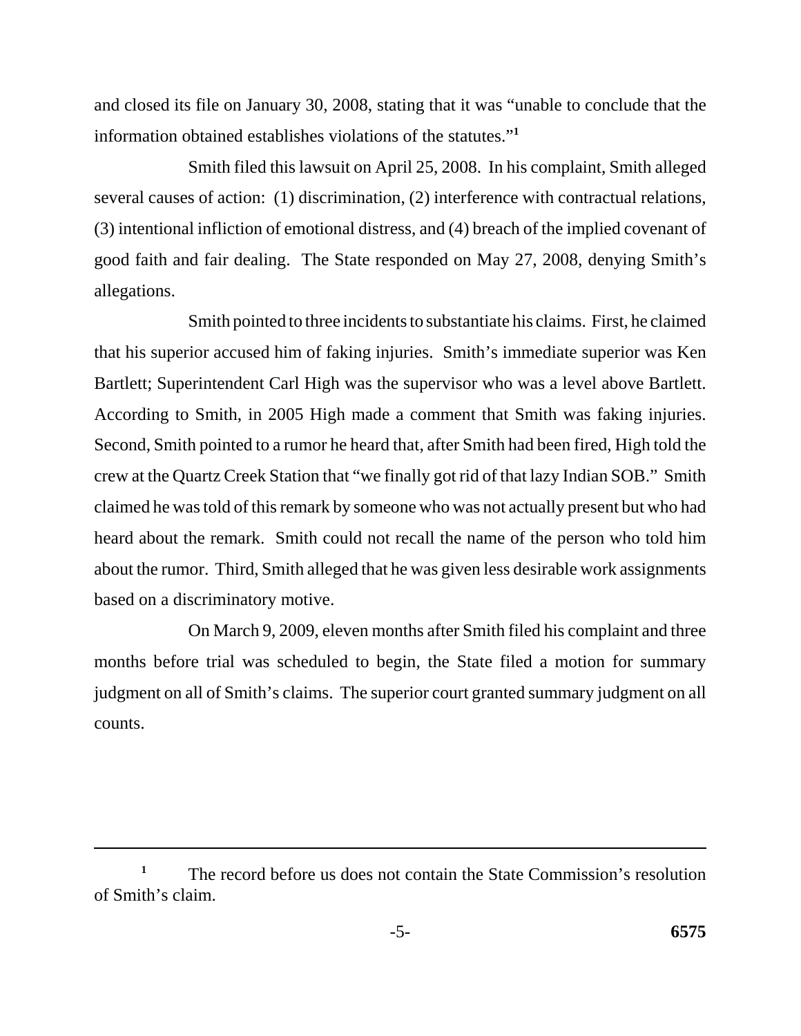and closed its file on January 30, 2008, stating that it was "unable to conclude that the information obtained establishes violations of the statutes."[1]

Smith filed this lawsuit on April 25, 2008. In his complaint, Smith alleged several causes of action: (1) discrimination, (2) interference with contractual relations, (3) intentional infliction of emotional distress, and (4) breach of the implied covenant of good faith and fair dealing. The State responded on May 27, 2008, denying Smith's allegations.

Smith pointed to three incidents to substantiate his claims. First, he claimed that his superior accused him of faking injuries. Smith's immediate superior was Ken Bartlett; Superintendent Carl High was the supervisor who was a level above Bartlett. According to Smith, in 2005 High made a comment that Smith was faking injuries. Second, Smith pointed to a rumor he heard that, after Smith had been fired, High told the crew at the Quartz Creek Station that "we finally got rid of that lazy Indian SOB." Smith claimed he was told of this remark by someone who was not actually present but who had heard about the remark. Smith could not recall the name of the person who told him about the rumor. Third, Smith alleged that he was given less desirable work assignments based on a discriminatory motive.

On March 9, 2009, eleven months after Smith filed his complaint and three months before trial was scheduled to begin, the State filed a motion for summary judgment on all of Smith's claims. The superior court granted summary judgment on all counts.

---

[1] The record before us does not contain the State Commission's resolution of Smith's claim.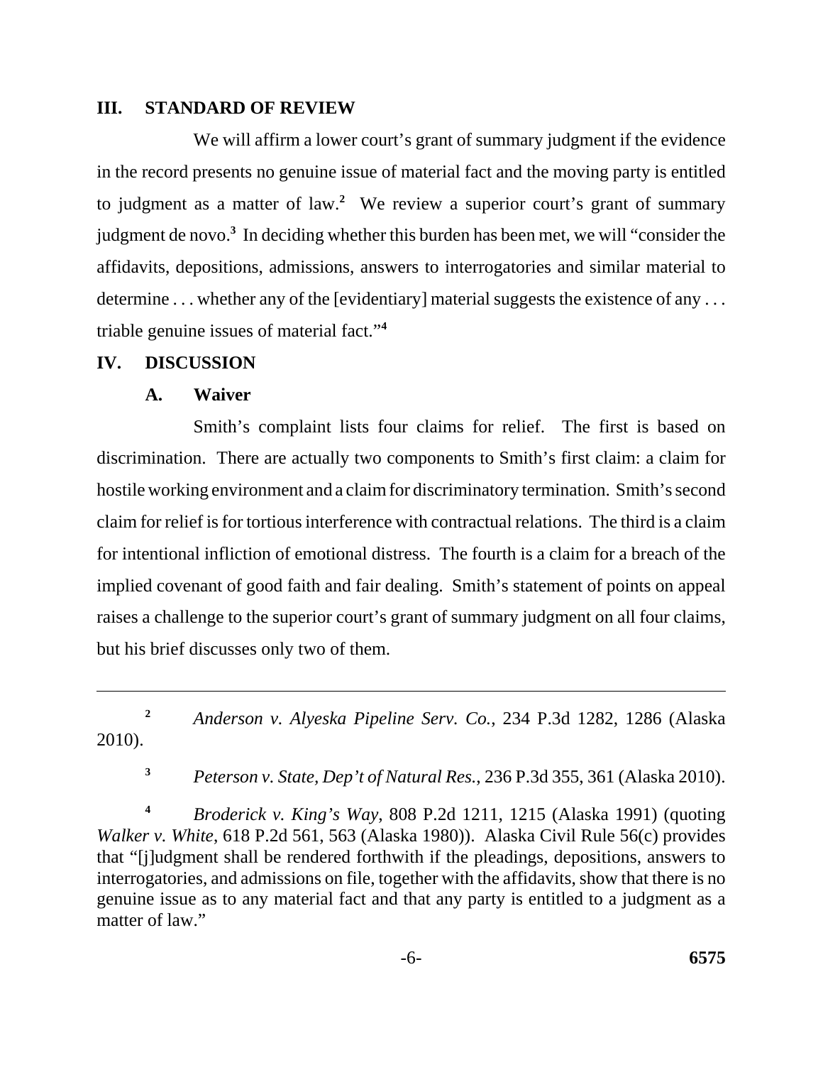## III. STANDARD OF REVIEW

We will affirm a lower court's grant of summary judgment if the evidence in the record presents no genuine issue of material fact and the moving party is entitled to judgment as a matter of law.[2] We review a superior court's grant of summary judgment de novo.[3] In deciding whether this burden has been met, we will "consider the affidavits, depositions, admissions, answers to interrogatories and similar material to determine . . . whether any of the [evidentiary] material suggests the existence of any . . . triable genuine issues of material fact."[4]

## IV. DISCUSSION

### A. Waiver

Smith's complaint lists four claims for relief. The first is based on discrimination. There are actually two components to Smith's first claim: a claim for hostile working environment and a claim for discriminatory termination. Smith's second claim for relief is for tortious interference with contractual relations. The third is a claim for intentional infliction of emotional distress. The fourth is a claim for a breach of the implied covenant of good faith and fair dealing. Smith's statement of points on appeal raises a challenge to the superior court's grant of summary judgment on all four claims, but his brief discusses only two of them.

---

[2] *Anderson v. Alyeska Pipeline Serv. Co.*, 234 P.3d 1282, 1286 (Alaska 2010).

[3] *Peterson v. State, Dep't of Natural Res.*, 236 P.3d 355, 361 (Alaska 2010).

[4] *Broderick v. King's Way*, 808 P.2d 1211, 1215 (Alaska 1991) (quoting *Walker v. White*, 618 P.2d 561, 563 (Alaska 1980)). Alaska Civil Rule 56(c) provides that "[j]udgment shall be rendered forthwith if the pleadings, depositions, answers to interrogatories, and admissions on file, together with the affidavits, show that there is no genuine issue as to any material fact and that any party is entitled to a judgment as a matter of law."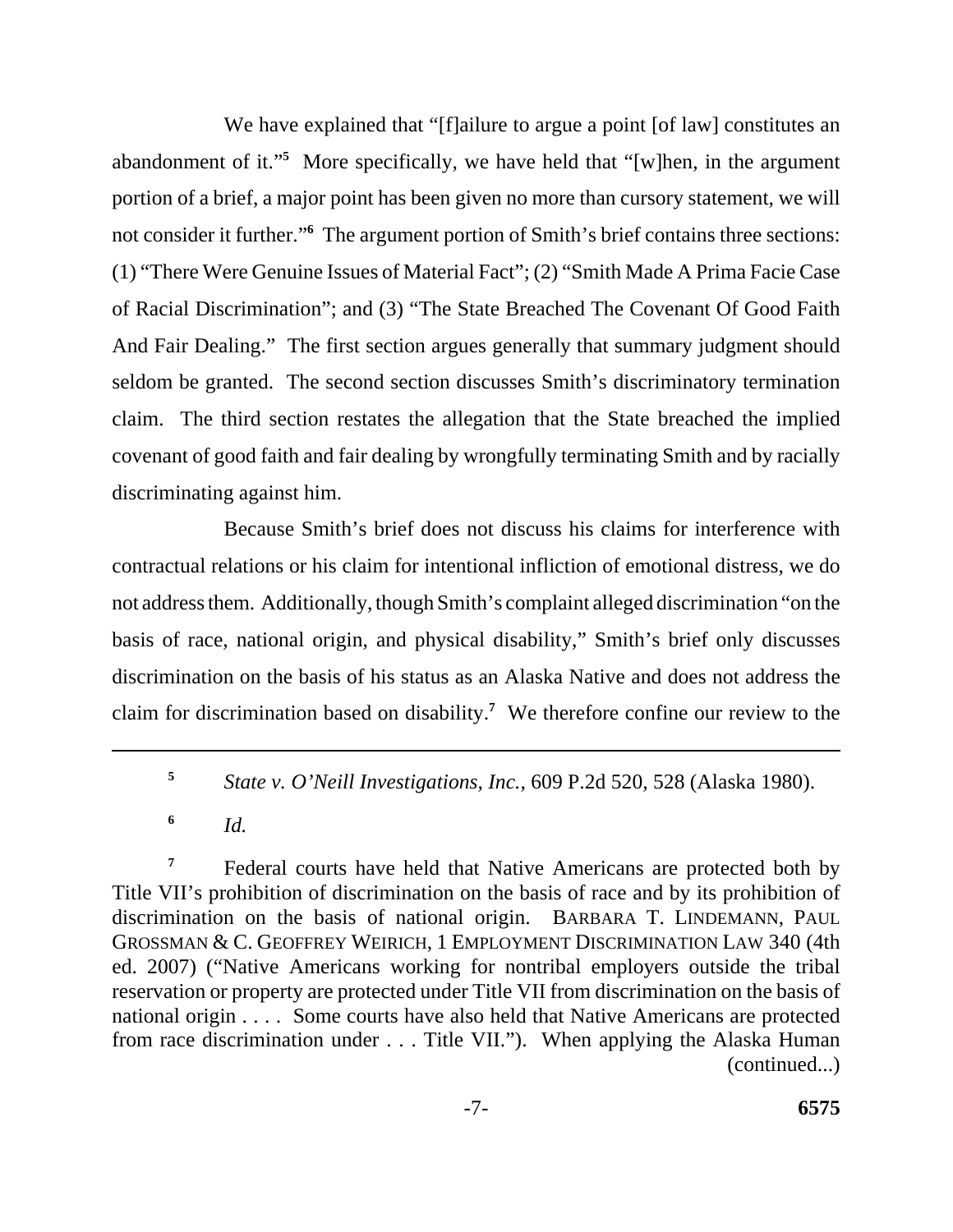We have explained that "[f]ailure to argue a point [of law] constitutes an abandonment of it."[5] More specifically, we have held that "[w]hen, in the argument portion of a brief, a major point has been given no more than cursory statement, we will not consider it further."[6] The argument portion of Smith's brief contains three sections: (1) "There Were Genuine Issues of Material Fact"; (2) "Smith Made A Prima Facie Case of Racial Discrimination"; and (3) "The State Breached The Covenant Of Good Faith And Fair Dealing." The first section argues generally that summary judgment should seldom be granted. The second section discusses Smith's discriminatory termination claim. The third section restates the allegation that the State breached the implied covenant of good faith and fair dealing by wrongfully terminating Smith and by racially discriminating against him.

Because Smith's brief does not discuss his claims for interference with contractual relations or his claim for intentional infliction of emotional distress, we do not address them. Additionally, though Smith's complaint alleged discrimination "on the basis of race, national origin, and physical disability," Smith's brief only discusses discrimination on the basis of his status as an Alaska Native and does not address the claim for discrimination based on disability.[7] We therefore confine our review to the

---

[5] *State v. O'Neill Investigations, Inc.*, 609 P.2d 520, 528 (Alaska 1980).

[6] *Id.*

[7] Federal courts have held that Native Americans are protected both by Title VII's prohibition of discrimination on the basis of race and by its prohibition of discrimination on the basis of national origin. BARBARA T. LINDEMANN, PAUL GROSSMAN & C. GEOFFREY WEIRICH, 1 EMPLOYMENT DISCRIMINATION LAW 340 (4th ed. 2007) ("Native Americans working for nontribal employers outside the tribal reservation or property are protected under Title VII from discrimination on the basis of national origin . . . . Some courts have also held that Native Americans are protected from race discrimination under . . . Title VII."). When applying the Alaska Human (continued...)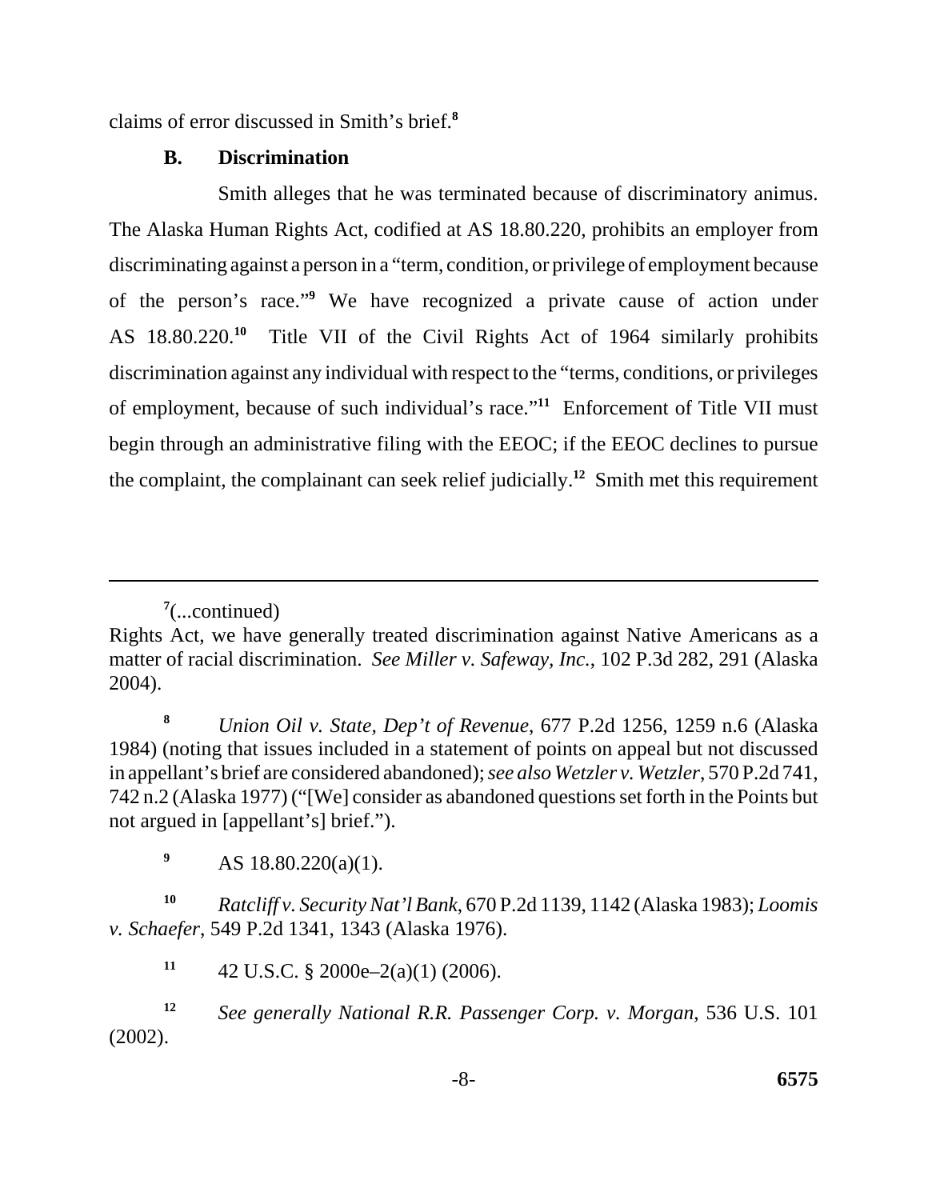claims of error discussed in Smith's brief.[8]

**B. Discrimination**

Smith alleges that he was terminated because of discriminatory animus. The Alaska Human Rights Act, codified at AS 18.80.220, prohibits an employer from discriminating against a person in a "term, condition, or privilege of employment because of the person's race."[9] We have recognized a private cause of action under AS 18.80.220.[10] Title VII of the Civil Rights Act of 1964 similarly prohibits discrimination against any individual with respect to the "terms, conditions, or privileges of employment, because of such individual's race."[11] Enforcement of Title VII must begin through an administrative filing with the EEOC; if the EEOC declines to pursue the complaint, the complainant can seek relief judicially.[12] Smith met this requirement

---

[7](...continued)
Rights Act, we have generally treated discrimination against Native Americans as a matter of racial discrimination. *See Miller v. Safeway, Inc.*, 102 P.3d 282, 291 (Alaska 2004).

[8] *Union Oil v. State, Dep't of Revenue*, 677 P.2d 1256, 1259 n.6 (Alaska 1984) (noting that issues included in a statement of points on appeal but not discussed in appellant's brief are considered abandoned); *see also Wetzler v. Wetzler*, 570 P.2d 741, 742 n.2 (Alaska 1977) ("[We] consider as abandoned questions set forth in the Points but not argued in [appellant's] brief.").

[9] AS 18.80.220(a)(1).

[10] *Ratcliff v. Security Nat'l Bank*, 670 P.2d 1139, 1142 (Alaska 1983); *Loomis v. Schaefer*, 549 P.2d 1341, 1343 (Alaska 1976).

[11] 42 U.S.C. § 2000e–2(a)(1) (2006).

[12] *See generally National R.R. Passenger Corp. v. Morgan*, 536 U.S. 101 (2002).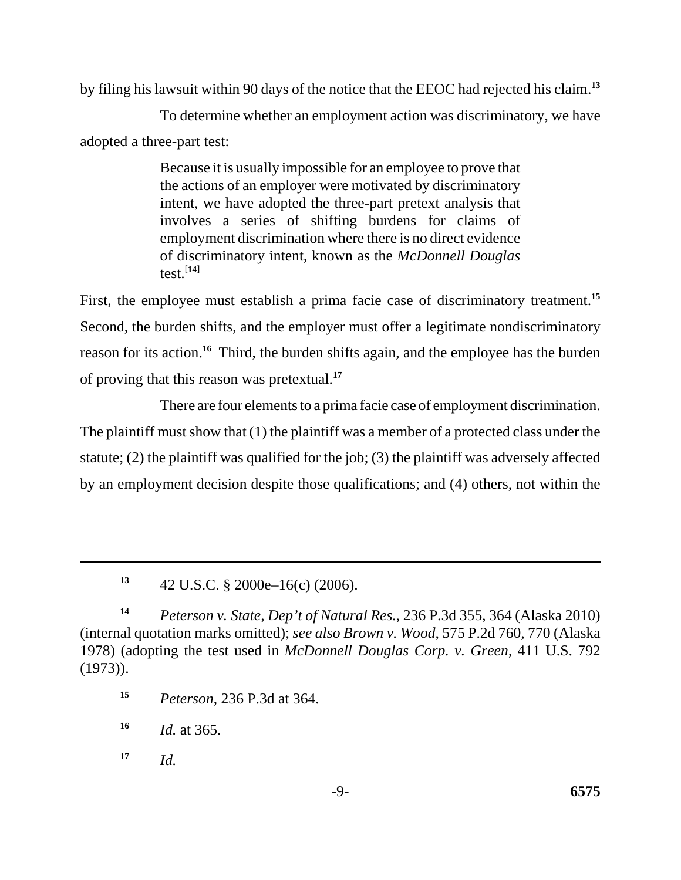by filing his lawsuit within 90 days of the notice that the EEOC had rejected his claim.[13]

To determine whether an employment action was discriminatory, we have adopted a three-part test:

> Because it is usually impossible for an employee to prove that the actions of an employer were motivated by discriminatory intent, we have adopted the three-part pretext analysis that involves a series of shifting burdens for claims of employment discrimination where there is no direct evidence of discriminatory intent, known as the *McDonnell Douglas* test.[14]

First, the employee must establish a prima facie case of discriminatory treatment.[15] Second, the burden shifts, and the employer must offer a legitimate nondiscriminatory reason for its action.[16] Third, the burden shifts again, and the employee has the burden of proving that this reason was pretextual.[17]

There are four elements to a prima facie case of employment discrimination. The plaintiff must show that (1) the plaintiff was a member of a protected class under the statute; (2) the plaintiff was qualified for the job; (3) the plaintiff was adversely affected by an employment decision despite those qualifications; and (4) others, not within the

---

[13] 42 U.S.C. § 2000e–16(c) (2006).

[14] *Peterson v. State, Dep't of Natural Res.*, 236 P.3d 355, 364 (Alaska 2010) (internal quotation marks omitted); *see also Brown v. Wood*, 575 P.2d 760, 770 (Alaska 1978) (adopting the test used in *McDonnell Douglas Corp. v. Green*, 411 U.S. 792 (1973)).

[15] *Peterson*, 236 P.3d at 364.

[16] *Id.* at 365.

[17] *Id.*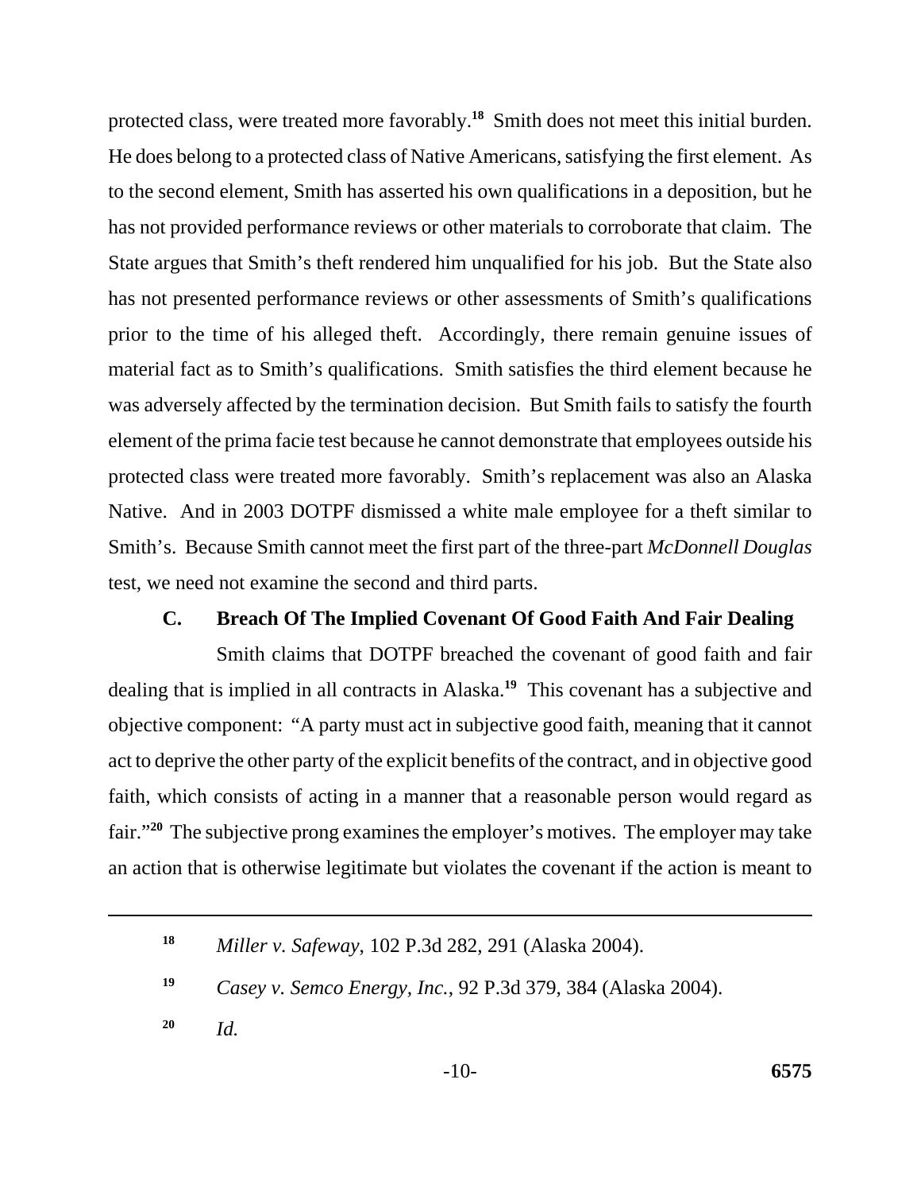protected class, were treated more favorably.[18] Smith does not meet this initial burden. He does belong to a protected class of Native Americans, satisfying the first element. As to the second element, Smith has asserted his own qualifications in a deposition, but he has not provided performance reviews or other materials to corroborate that claim. The State argues that Smith's theft rendered him unqualified for his job. But the State also has not presented performance reviews or other assessments of Smith's qualifications prior to the time of his alleged theft. Accordingly, there remain genuine issues of material fact as to Smith's qualifications. Smith satisfies the third element because he was adversely affected by the termination decision. But Smith fails to satisfy the fourth element of the prima facie test because he cannot demonstrate that employees outside his protected class were treated more favorably. Smith's replacement was also an Alaska Native. And in 2003 DOTPF dismissed a white male employee for a theft similar to Smith's. Because Smith cannot meet the first part of the three-part *McDonnell Douglas* test, we need not examine the second and third parts.

### C. Breach Of The Implied Covenant Of Good Faith And Fair Dealing

Smith claims that DOTPF breached the covenant of good faith and fair dealing that is implied in all contracts in Alaska.[19] This covenant has a subjective and objective component: "A party must act in subjective good faith, meaning that it cannot act to deprive the other party of the explicit benefits of the contract, and in objective good faith, which consists of acting in a manner that a reasonable person would regard as fair."[20] The subjective prong examines the employer's motives. The employer may take an action that is otherwise legitimate but violates the covenant if the action is meant to

---

[18] *Miller v. Safeway*, 102 P.3d 282, 291 (Alaska 2004).

[19] *Casey v. Semco Energy, Inc.*, 92 P.3d 379, 384 (Alaska 2004).

[20] *Id.*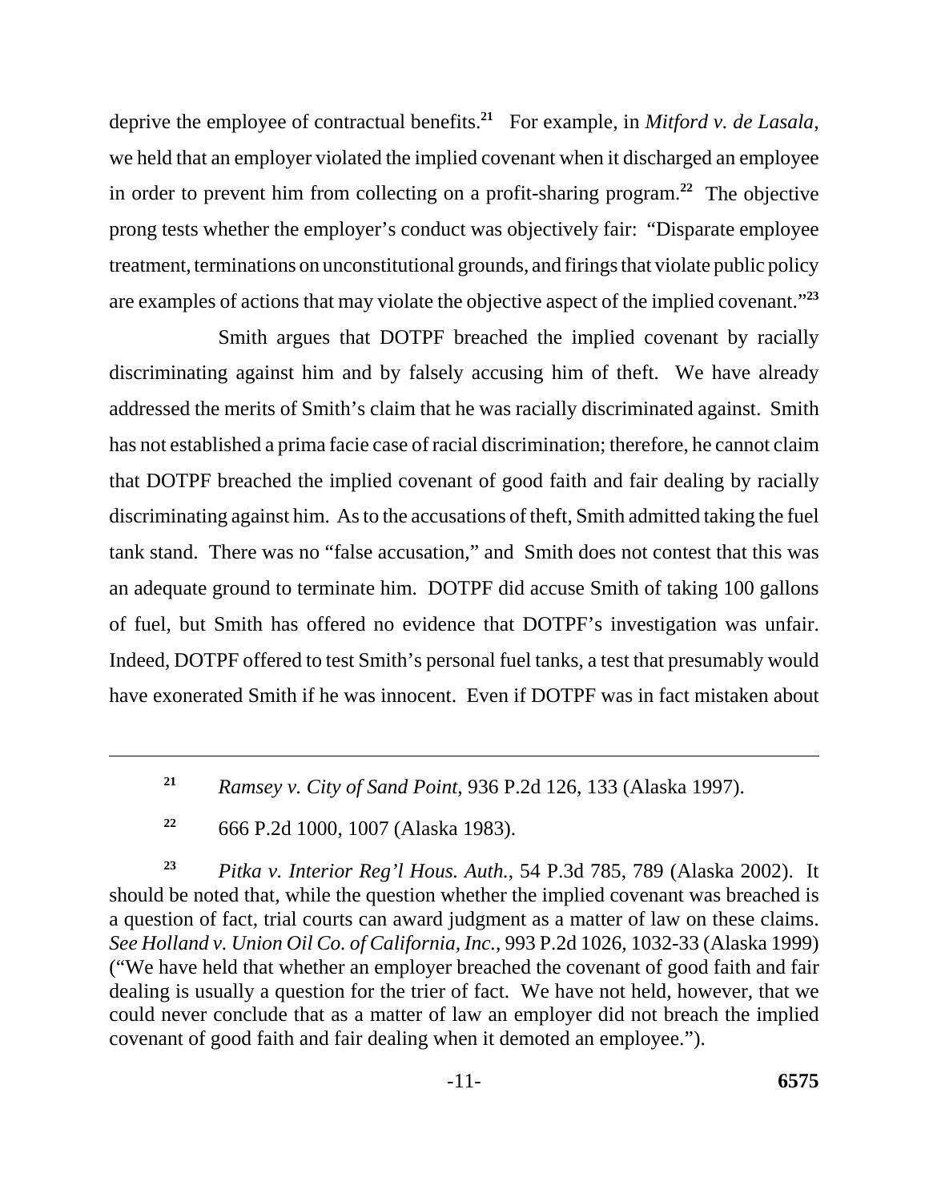deprive the employee of contractual benefits.[21] For example, in *Mitford v. de Lasala*, we held that an employer violated the implied covenant when it discharged an employee in order to prevent him from collecting on a profit-sharing program.[22] The objective prong tests whether the employer's conduct was objectively fair: "Disparate employee treatment, terminations on unconstitutional grounds, and firings that violate public policy are examples of actions that may violate the objective aspect of the implied covenant."[23]

Smith argues that DOTPF breached the implied covenant by racially discriminating against him and by falsely accusing him of theft. We have already addressed the merits of Smith's claim that he was racially discriminated against. Smith has not established a prima facie case of racial discrimination; therefore, he cannot claim that DOTPF breached the implied covenant of good faith and fair dealing by racially discriminating against him. As to the accusations of theft, Smith admitted taking the fuel tank stand. There was no "false accusation," and Smith does not contest that this was an adequate ground to terminate him. DOTPF did accuse Smith of taking 100 gallons of fuel, but Smith has offered no evidence that DOTPF's investigation was unfair. Indeed, DOTPF offered to test Smith's personal fuel tanks, a test that presumably would have exonerated Smith if he was innocent. Even if DOTPF was in fact mistaken about

---

[21] *Ramsey v. City of Sand Point*, 936 P.2d 126, 133 (Alaska 1997).

[22] 666 P.2d 1000, 1007 (Alaska 1983).

[23] *Pitka v. Interior Reg'l Hous. Auth.*, 54 P.3d 785, 789 (Alaska 2002). It should be noted that, while the question whether the implied covenant was breached is a question of fact, trial courts can award judgment as a matter of law on these claims. *See Holland v. Union Oil Co. of California, Inc.*, 993 P.2d 1026, 1032-33 (Alaska 1999) ("We have held that whether an employer breached the covenant of good faith and fair dealing is usually a question for the trier of fact. We have not held, however, that we could never conclude that as a matter of law an employer did not breach the implied covenant of good faith and fair dealing when it demoted an employee.").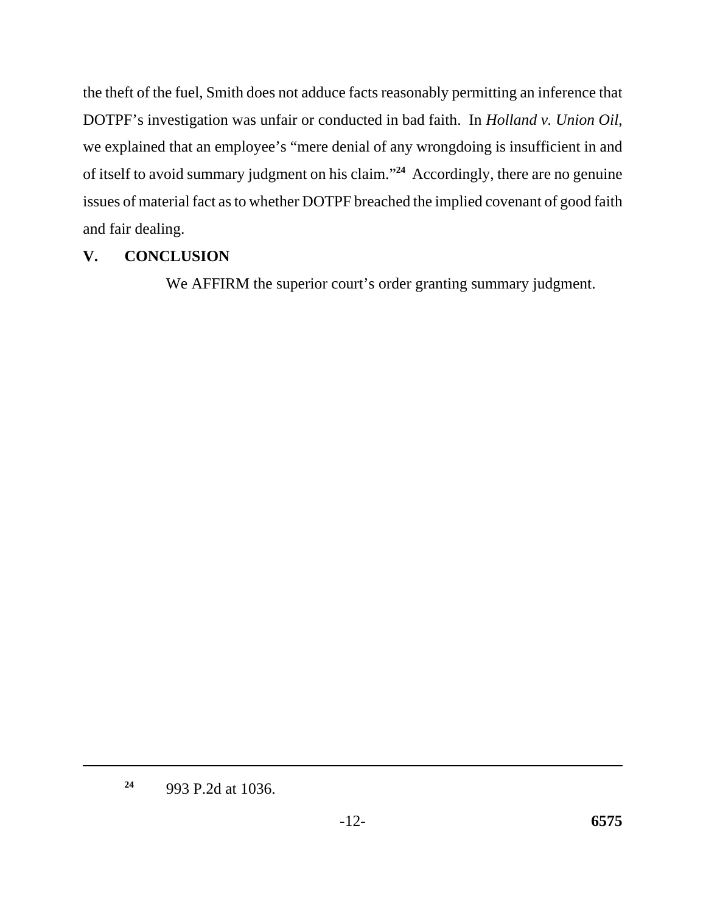the theft of the fuel, Smith does not adduce facts reasonably permitting an inference that DOTPF's investigation was unfair or conducted in bad faith. In *Holland v. Union Oil*, we explained that an employee's "mere denial of any wrongdoing is insufficient in and of itself to avoid summary judgment on his claim."[24] Accordingly, there are no genuine issues of material fact as to whether DOTPF breached the implied covenant of good faith and fair dealing.

## V. CONCLUSION

We AFFIRM the superior court's order granting summary judgment.

---

[24] 993 P.2d at 1036.